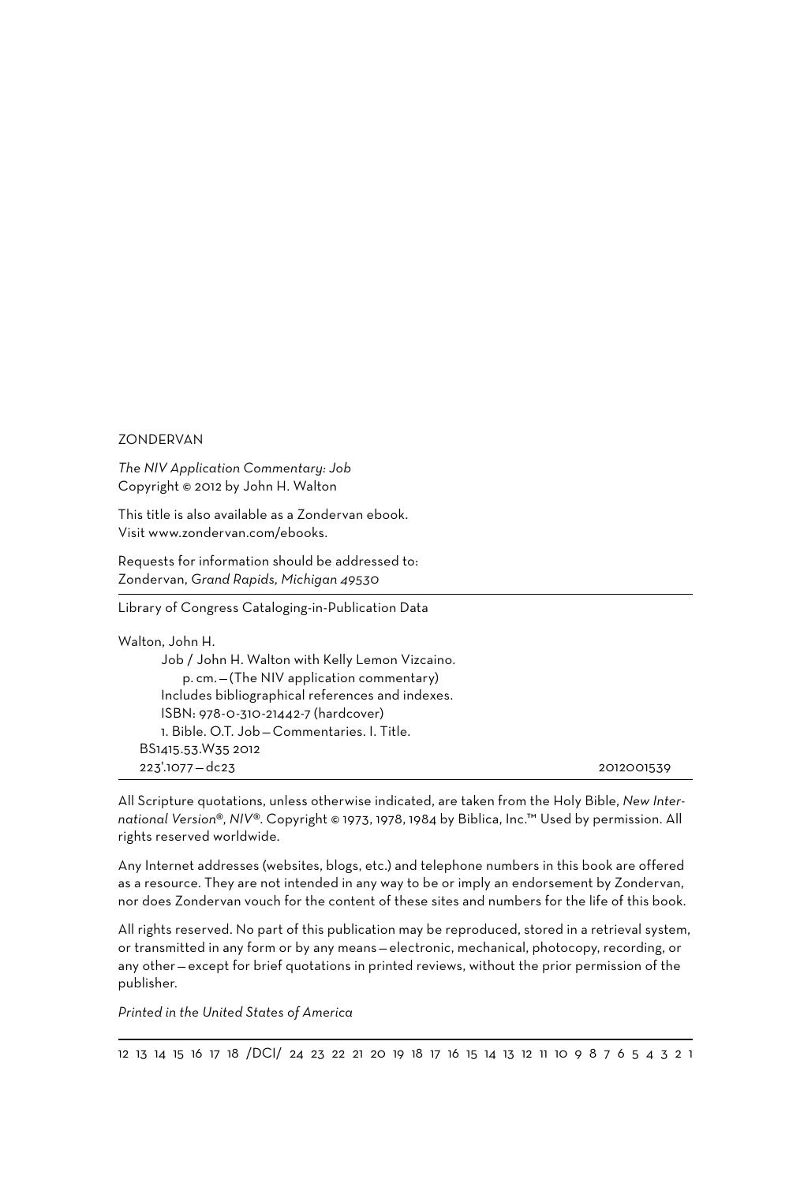ZONDERVAN

*The NIV Application Commentary: Job*
Copyright © 2012 by John H. Walton

This title is also available as a Zondervan ebook.
Visit www.zondervan.com/ebooks.

Requests for information should be addressed to:
Zondervan, *Grand Rapids, Michigan 49530*

---

Library of Congress Cataloging-in-Publication Data

Walton, John H.
Job / John H. Walton with Kelly Lemon Vizcaino.
p. cm. — (The NIV application commentary)
Includes bibliographical references and indexes.
ISBN: 978-0-310-21442-7 (hardcover)
1. Bible. O.T. Job — Commentaries. I. Title.
BS1415.53.W35 2012
223'.1077 — dc23 2012001539

---

All Scripture quotations, unless otherwise indicated, are taken from the Holy Bible, *New International Version®, NIV®*. Copyright © 1973, 1978, 1984 by Biblica, Inc.™ Used by permission. All rights reserved worldwide.

Any Internet addresses (websites, blogs, etc.) and telephone numbers in this book are offered as a resource. They are not intended in any way to be or imply an endorsement by Zondervan, nor does Zondervan vouch for the content of these sites and numbers for the life of this book.

All rights reserved. No part of this publication may be reproduced, stored in a retrieval system, or transmitted in any form or by any means — electronic, mechanical, photocopy, recording, or any other — except for brief quotations in printed reviews, without the prior permission of the publisher.

*Printed in the United States of America*

---

12 13 14 15 16 17 18 /DCI/ 24 23 22 21 20 19 18 17 16 15 14 13 12 11 10 9 8 7 6 5 4 3 2 1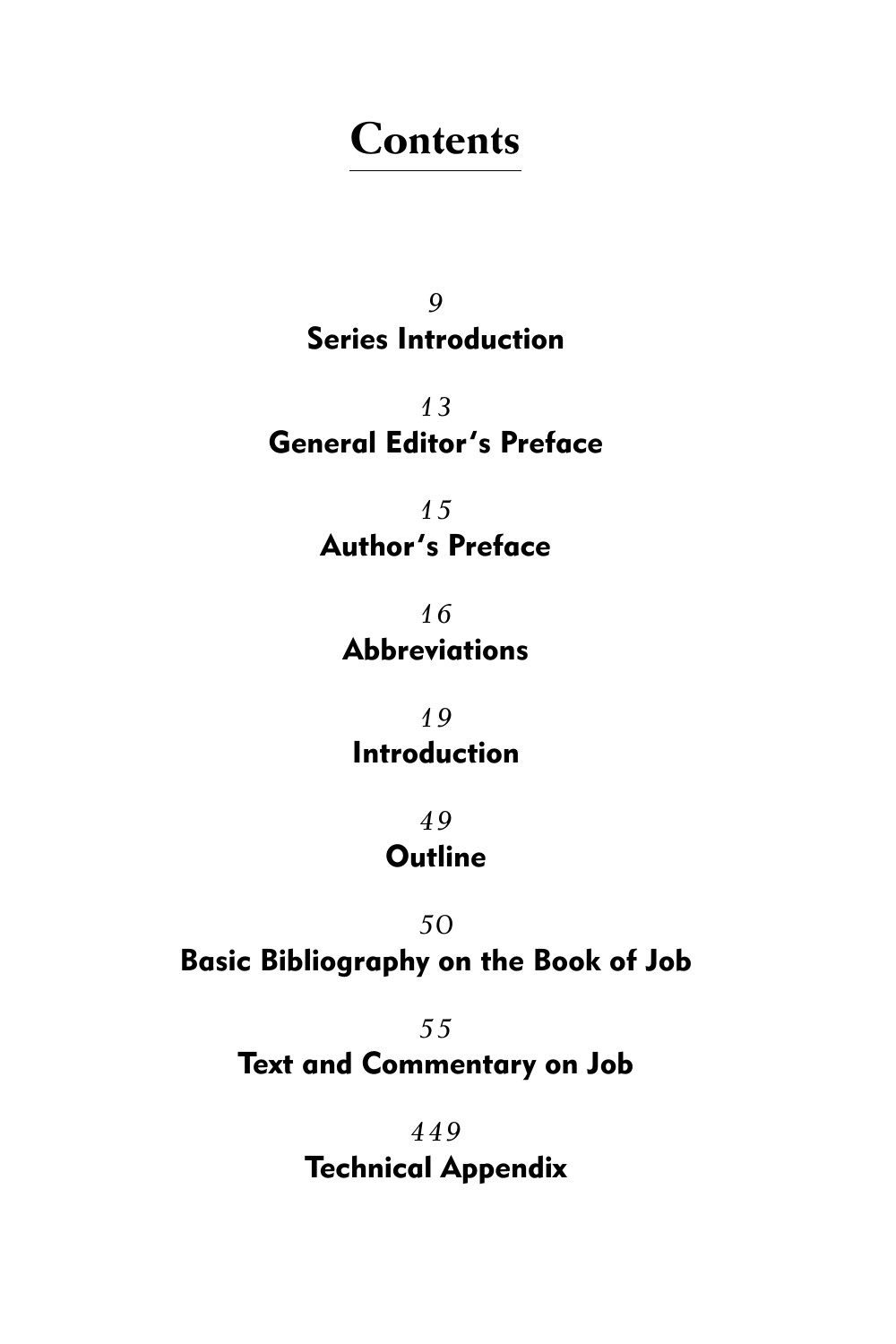# Contents

*9*
**Series Introduction**

*13*
**General Editor's Preface**

*15*
**Author's Preface**

*16*
**Abbreviations**

*19*
**Introduction**

*49*
**Outline**

*50*
**Basic Bibliography on the Book of Job**

*55*
**Text and Commentary on Job**

*449*
**Technical Appendix**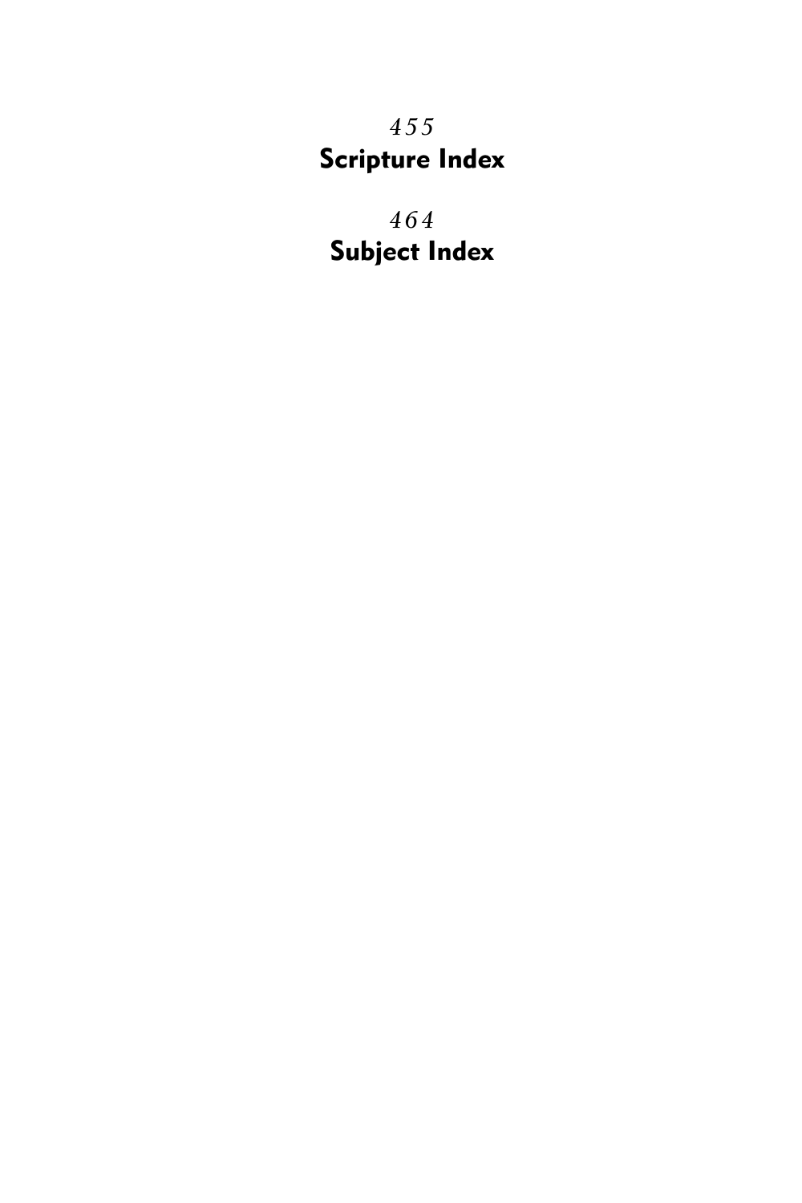*455*
**Scripture Index**

*464*
**Subject Index**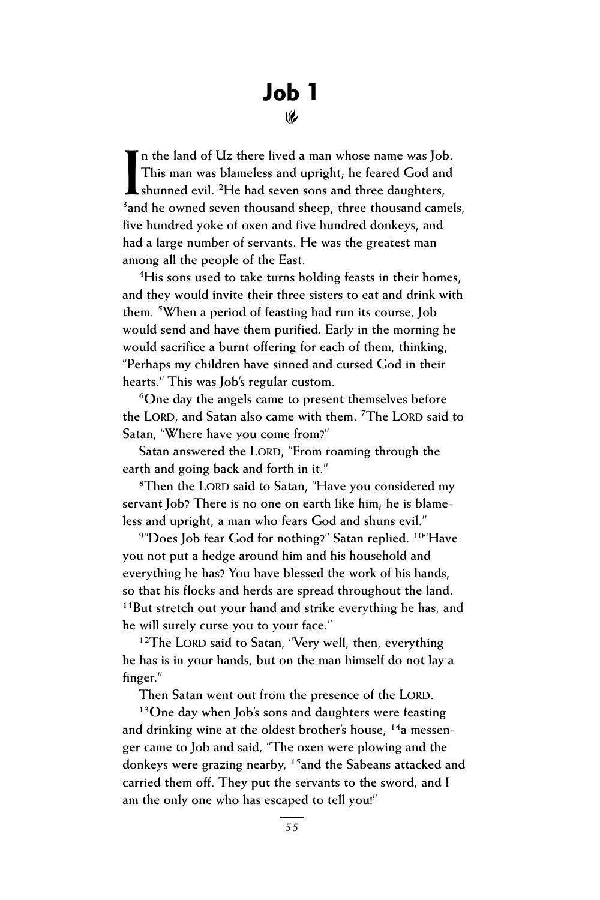# Job 1

In the land of Uz there lived a man whose name was Job. This man was blameless and upright; he feared God and shunned evil. [2]He had seven sons and three daughters, [3]and he owned seven thousand sheep, three thousand camels, five hundred yoke of oxen and five hundred donkeys, and had a large number of servants. He was the greatest man among all the people of the East.

[4]His sons used to take turns holding feasts in their homes, and they would invite their three sisters to eat and drink with them. [5]When a period of feasting had run its course, Job would send and have them purified. Early in the morning he would sacrifice a burnt offering for each of them, thinking, "Perhaps my children have sinned and cursed God in their hearts." This was Job's regular custom.

[6]One day the angels came to present themselves before the LORD, and Satan also came with them. [7]The LORD said to Satan, "Where have you come from?"

Satan answered the LORD, "From roaming through the earth and going back and forth in it."

[8]Then the LORD said to Satan, "Have you considered my servant Job? There is no one on earth like him; he is blameless and upright, a man who fears God and shuns evil."

[9]"Does Job fear God for nothing?" Satan replied. [10]"Have you not put a hedge around him and his household and everything he has? You have blessed the work of his hands, so that his flocks and herds are spread throughout the land. [11]But stretch out your hand and strike everything he has, and he will surely curse you to your face."

[12]The LORD said to Satan, "Very well, then, everything he has is in your hands, but on the man himself do not lay a finger."

Then Satan went out from the presence of the LORD.

[13]One day when Job's sons and daughters were feasting and drinking wine at the oldest brother's house, [14]a messenger came to Job and said, "The oxen were plowing and the donkeys were grazing nearby, [15]and the Sabeans attacked and carried them off. They put the servants to the sword, and I am the only one who has escaped to tell you!"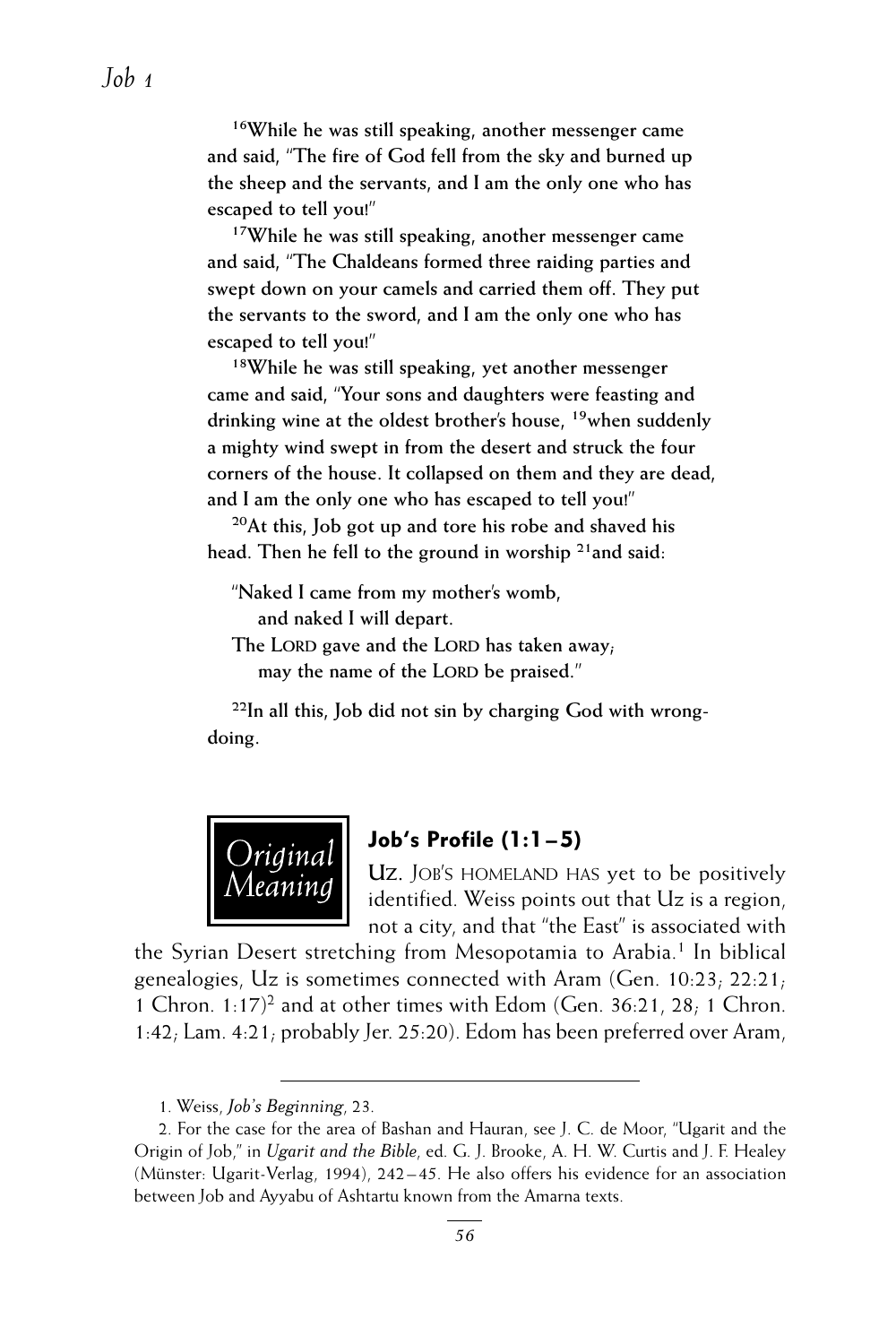**[16]While he was still speaking, another messenger came and said, "The fire of God fell from the sky and burned up the sheep and the servants, and I am the only one who has escaped to tell you!"**

**[17]While he was still speaking, another messenger came and said, "The Chaldeans formed three raiding parties and swept down on your camels and carried them off. They put the servants to the sword, and I am the only one who has escaped to tell you!"**

**[18]While he was still speaking, yet another messenger came and said, "Your sons and daughters were feasting and drinking wine at the oldest brother's house, [19]when suddenly a mighty wind swept in from the desert and struck the four corners of the house. It collapsed on them and they are dead, and I am the only one who has escaped to tell you!"**

**[20]At this, Job got up and tore his robe and shaved his head. Then he fell to the ground in worship [21]and said:**

**"Naked I came from my mother's womb,**
**and naked I will depart.**
**The LORD gave and the LORD has taken away;**
**may the name of the LORD be praised."**

**[22]In all this, Job did not sin by charging God with wrongdoing.**

*Original Meaning*

## Job's Profile (1:1–5)

UZ. JOB'S HOMELAND HAS yet to be positively identified. Weiss points out that Uz is a region, not a city, and that "the East" is associated with the Syrian Desert stretching from Mesopotamia to Arabia.[1] In biblical genealogies, Uz is sometimes connected with Aram (Gen. 10:23; 22:21; 1 Chron. 1:17)[2] and at other times with Edom (Gen. 36:21, 28; 1 Chron. 1:42; Lam. 4:21; probably Jer. 25:20). Edom has been preferred over Aram,

---

1. Weiss, *Job's Beginning*, 23.

2. For the case for the area of Bashan and Hauran, see J. C. de Moor, "Ugarit and the Origin of Job," in *Ugarit and the Bible*, ed. G. J. Brooke, A. H. W. Curtis and J. F. Healey (Münster: Ugarit-Verlag, 1994), 242–45. He also offers his evidence for an association between Job and Ayyabu of Ashtartu known from the Amarna texts.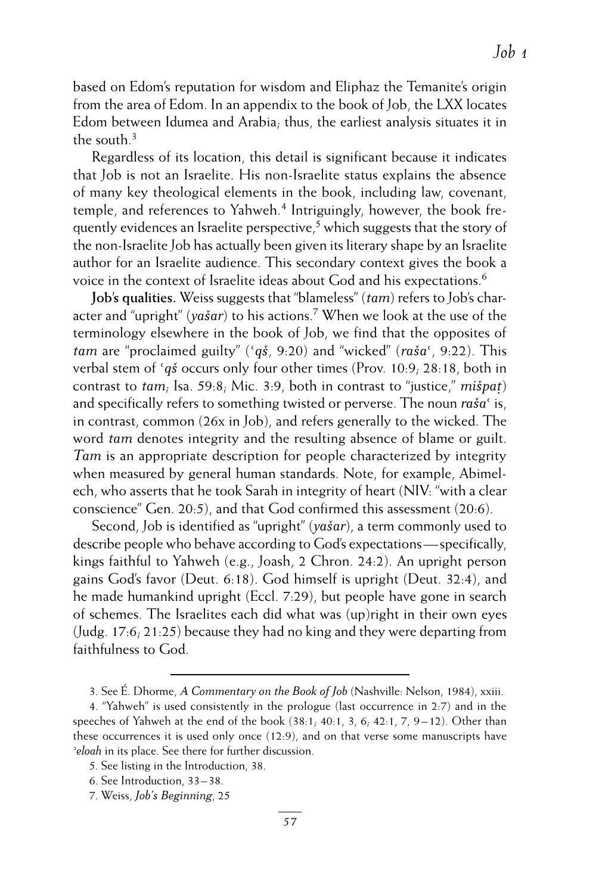based on Edom's reputation for wisdom and Eliphaz the Temanite's origin from the area of Edom. In an appendix to the book of Job, the LXX locates Edom between Idumea and Arabia; thus, the earliest analysis situates it in the south.[3]

Regardless of its location, this detail is significant because it indicates that Job is not an Israelite. His non-Israelite status explains the absence of many key theological elements in the book, including law, covenant, temple, and references to Yahweh.[4] Intriguingly, however, the book frequently evidences an Israelite perspective,[5] which suggests that the story of the non-Israelite Job has actually been given its literary shape by an Israelite author for an Israelite audience. This secondary context gives the book a voice in the context of Israelite ideas about God and his expectations.[6]

**Job's qualities.** Weiss suggests that "blameless" (*tam*) refers to Job's character and "upright" (*yašar*) to his actions.[7] When we look at the use of the terminology elsewhere in the book of Job, we find that the opposites of *tam* are "proclaimed guilty" (*ʿqš*, 9:20) and "wicked" (*rašaʿ*, 9:22). This verbal stem of *ʿqš* occurs only four other times (Prov. 10:9; 28:18, both in contrast to *tam*; Isa. 59:8; Mic. 3:9, both in contrast to "justice," *mišpaṭ*) and specifically refers to something twisted or perverse. The noun *rašaʿ* is, in contrast, common (26x in Job), and refers generally to the wicked. The word *tam* denotes integrity and the resulting absence of blame or guilt. *Tam* is an appropriate description for people characterized by integrity when measured by general human standards. Note, for example, Abimelech, who asserts that he took Sarah in integrity of heart (NIV: "with a clear conscience" Gen. 20:5), and that God confirmed this assessment (20:6).

Second, Job is identified as "upright" (*yašar*), a term commonly used to describe people who behave according to God's expectations—specifically, kings faithful to Yahweh (e.g., Joash, 2 Chron. 24:2). An upright person gains God's favor (Deut. 6:18). God himself is upright (Deut. 32:4), and he made humankind upright (Eccl. 7:29), but people have gone in search of schemes. The Israelites each did what was (up)right in their own eyes (Judg. 17:6; 21:25) because they had no king and they were departing from faithfulness to God.

---

3. See É. Dhorme, *A Commentary on the Book of Job* (Nashville: Nelson, 1984), xxiii.

4. "Yahweh" is used consistently in the prologue (last occurrence in 2:7) and in the speeches of Yahweh at the end of the book (38:1; 40:1, 3, 6; 42:1, 7, 9–12). Other than these occurrences it is used only once (12:9), and on that verse some manuscripts have *ʾeloah* in its place. See there for further discussion.

5. See listing in the Introduction, 38.

6. See Introduction, 33–38.

7. Weiss, *Job's Beginning*, 25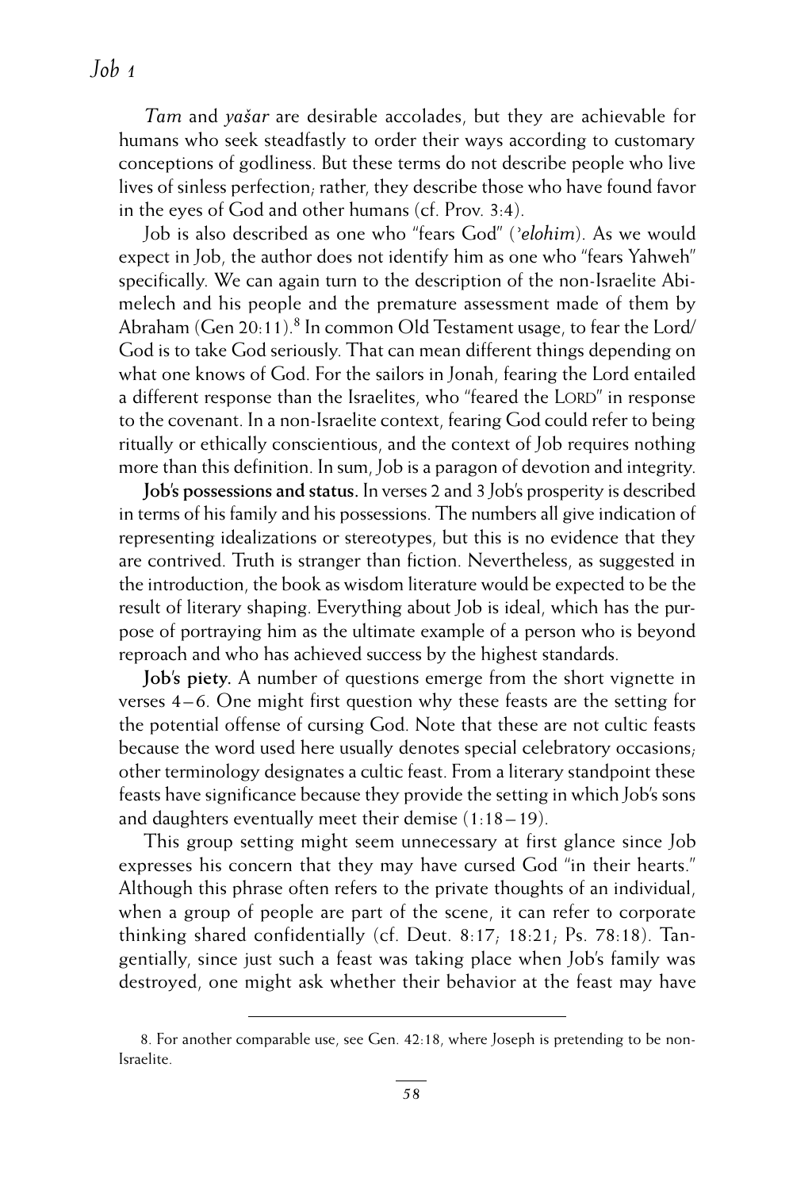*Tam* and *yašar* are desirable accolades, but they are achievable for humans who seek steadfastly to order their ways according to customary conceptions of godliness. But these terms do not describe people who live lives of sinless perfection; rather, they describe those who have found favor in the eyes of God and other humans (cf. Prov. 3:4).

Job is also described as one who "fears God" (*ʾelohim*). As we would expect in Job, the author does not identify him as one who "fears Yahweh" specifically. We can again turn to the description of the non-Israelite Abimelech and his people and the premature assessment made of them by Abraham (Gen 20:11).[8] In common Old Testament usage, to fear the Lord/God is to take God seriously. That can mean different things depending on what one knows of God. For the sailors in Jonah, fearing the Lord entailed a different response than the Israelites, who "feared the LORD" in response to the covenant. In a non-Israelite context, fearing God could refer to being ritually or ethically conscientious, and the context of Job requires nothing more than this definition. In sum, Job is a paragon of devotion and integrity.

**Job's possessions and status.** In verses 2 and 3 Job's prosperity is described in terms of his family and his possessions. The numbers all give indication of representing idealizations or stereotypes, but this is no evidence that they are contrived. Truth is stranger than fiction. Nevertheless, as suggested in the introduction, the book as wisdom literature would be expected to be the result of literary shaping. Everything about Job is ideal, which has the purpose of portraying him as the ultimate example of a person who is beyond reproach and who has achieved success by the highest standards.

**Job's piety.** A number of questions emerge from the short vignette in verses 4–6. One might first question why these feasts are the setting for the potential offense of cursing God. Note that these are not cultic feasts because the word used here usually denotes special celebratory occasions; other terminology designates a cultic feast. From a literary standpoint these feasts have significance because they provide the setting in which Job's sons and daughters eventually meet their demise (1:18–19).

This group setting might seem unnecessary at first glance since Job expresses his concern that they may have cursed God "in their hearts." Although this phrase often refers to the private thoughts of an individual, when a group of people are part of the scene, it can refer to corporate thinking shared confidentially (cf. Deut. 8:17; 18:21; Ps. 78:18). Tangentially, since just such a feast was taking place when Job's family was destroyed, one might ask whether their behavior at the feast may have

---

8. For another comparable use, see Gen. 42:18, where Joseph is pretending to be non-Israelite.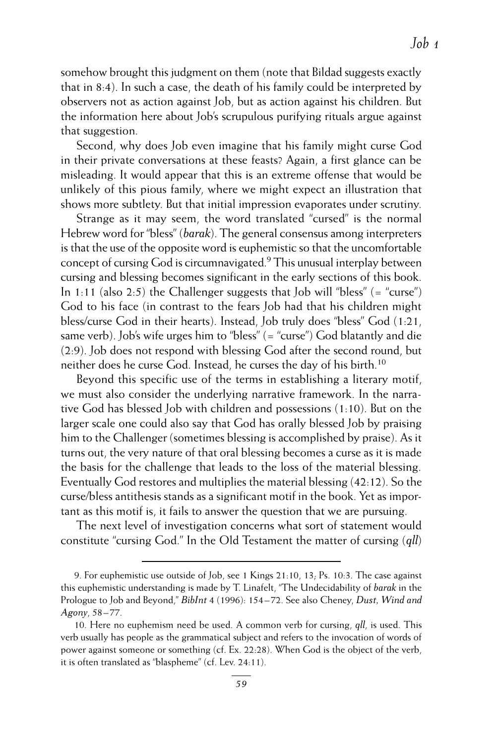somehow brought this judgment on them (note that Bildad suggests exactly that in 8:4). In such a case, the death of his family could be interpreted by observers not as action against Job, but as action against his children. But the information here about Job's scrupulous purifying rituals argue against that suggestion.

Second, why does Job even imagine that his family might curse God in their private conversations at these feasts? Again, a first glance can be misleading. It would appear that this is an extreme offense that would be unlikely of this pious family, where we might expect an illustration that shows more subtlety. But that initial impression evaporates under scrutiny.

Strange as it may seem, the word translated "cursed" is the normal Hebrew word for "bless" (*barak*). The general consensus among interpreters is that the use of the opposite word is euphemistic so that the uncomfortable concept of cursing God is circumnavigated.[9] This unusual interplay between cursing and blessing becomes significant in the early sections of this book. In 1:11 (also 2:5) the Challenger suggests that Job will "bless" (= "curse") God to his face (in contrast to the fears Job had that his children might bless/curse God in their hearts). Instead, Job truly does "bless" God (1:21, same verb). Job's wife urges him to "bless" (= "curse") God blatantly and die (2:9). Job does not respond with blessing God after the second round, but neither does he curse God. Instead, he curses the day of his birth.[10]

Beyond this specific use of the terms in establishing a literary motif, we must also consider the underlying narrative framework. In the narrative God has blessed Job with children and possessions (1:10). But on the larger scale one could also say that God has orally blessed Job by praising him to the Challenger (sometimes blessing is accomplished by praise). As it turns out, the very nature of that oral blessing becomes a curse as it is made the basis for the challenge that leads to the loss of the material blessing. Eventually God restores and multiplies the material blessing (42:12). So the curse/bless antithesis stands as a significant motif in the book. Yet as important as this motif is, it fails to answer the question that we are pursuing.

The next level of investigation concerns what sort of statement would constitute "cursing God." In the Old Testament the matter of cursing (*qll*)

---

9. For euphemistic use outside of Job, see 1 Kings 21:10, 13; Ps. 10:3. The case against this euphemistic understanding is made by T. Linafelt, "The Undecidability of *barak* in the Prologue to Job and Beyond," *BibInt* 4 (1996): 154–72. See also Cheney, *Dust, Wind and Agony*, 58–77.

10. Here no euphemism need be used. A common verb for cursing, *qll*, is used. This verb usually has people as the grammatical subject and refers to the invocation of words of power against someone or something (cf. Ex. 22:28). When God is the object of the verb, it is often translated as "blaspheme" (cf. Lev. 24:11).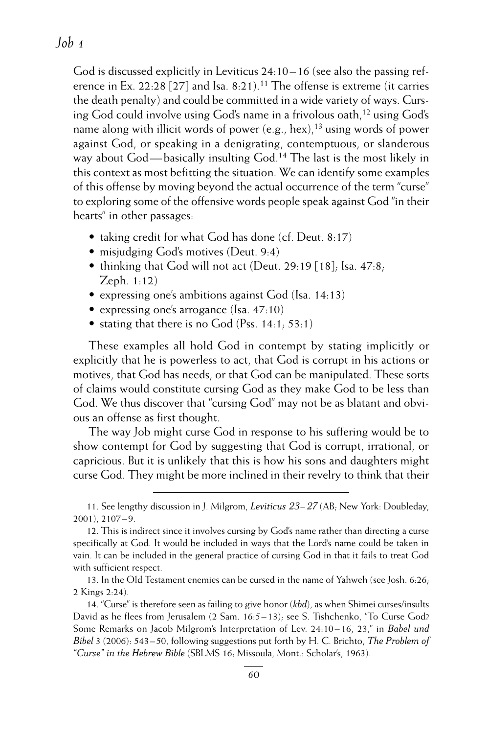God is discussed explicitly in Leviticus 24:10–16 (see also the passing reference in Ex. 22:28 [27] and Isa. 8:21).[11] The offense is extreme (it carries the death penalty) and could be committed in a wide variety of ways. Cursing God could involve using God's name in a frivolous oath,[12] using God's name along with illicit words of power (e.g., hex),[13] using words of power against God, or speaking in a denigrating, contemptuous, or slanderous way about God—basically insulting God.[14] The last is the most likely in this context as most befitting the situation. We can identify some examples of this offense by moving beyond the actual occurrence of the term "curse" to exploring some of the offensive words people speak against God "in their hearts" in other passages:

- taking credit for what God has done (cf. Deut. 8:17)
- misjudging God's motives (Deut. 9:4)
- thinking that God will not act (Deut. 29:19 [18]; Isa. 47:8; Zeph. 1:12)
- expressing one's ambitions against God (Isa. 14:13)
- expressing one's arrogance (Isa. 47:10)
- stating that there is no God (Pss. 14:1; 53:1)

These examples all hold God in contempt by stating implicitly or explicitly that he is powerless to act, that God is corrupt in his actions or motives, that God has needs, or that God can be manipulated. These sorts of claims would constitute cursing God as they make God to be less than God. We thus discover that "cursing God" may not be as blatant and obvious an offense as first thought.

The way Job might curse God in response to his suffering would be to show contempt for God by suggesting that God is corrupt, irrational, or capricious. But it is unlikely that this is how his sons and daughters might curse God. They might be more inclined in their revelry to think that their

---

11. See lengthy discussion in J. Milgrom, *Leviticus 23–27* (AB; New York: Doubleday, 2001), 2107–9.

12. This is indirect since it involves cursing by God's name rather than directing a curse specifically at God. It would be included in ways that the Lord's name could be taken in vain. It can be included in the general practice of cursing God in that it fails to treat God with sufficient respect.

13. In the Old Testament enemies can be cursed in the name of Yahweh (see Josh. 6:26; 2 Kings 2:24).

14. "Curse" is therefore seen as failing to give honor (*kbd*), as when Shimei curses/insults David as he flees from Jerusalem (2 Sam. 16:5–13); see S. Tishchenko, "To Curse God? Some Remarks on Jacob Milgrom's Interpretation of Lev. 24:10–16, 23," in *Babel und Bibel* 3 (2006): 543–50, following suggestions put forth by H. C. Brichto, *The Problem of "Curse" in the Hebrew Bible* (SBLMS 16; Missoula, Mont.: Scholar's, 1963).